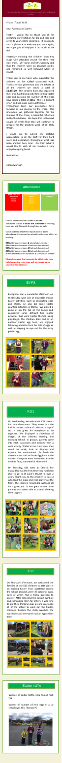Friday 1st April 2022

Dear Parents and Carers

Firstly, I would like to thank you all for accepting our invitation for tea and cake and a visit to your child's classroom. It was really such a pleasure to welcome you once again, we hope you all enjoyed it as much as we did.

Yesterday morning the children from Key Stage One attended church for their First class mass. Mr Taylor and Mrs Mooney said that the children were an absolute credit, and remained so well behaved whilst in church.

Thank you to everyone who supported the children on the **Cafod** sponsored walk. Thanks to your generosity and the efforts of all the children we raised a total of **£1,317.20**. The children have also organised their own fundraising activities raffling Easter eggs and guessing the number of Mini Eggs have raised a total of **£111**. This is a brilliant effort and will make such a difference.

Throughout Lent, the children have been focused on our journey to the cross. This afternoon, we gathered together for the Stations of the Cross, a beautiful reflection led by the children. We hope that in the next couple of weeks that they will continue to prepare for the greatest week of all 'Holy Week'.

I would like to extend my grateful appreciation to all the staff for their hard work and dedication throughout what has been another busy term. On their behalf I would like to wish all our families a very enjoyable spring break.

Best wishes

Eileen Murtagh

## Attendance

Overall Attendance this week is **91.63%**.
Across the school, **2 hours and 2 minutes** of learning time was lost this week through late arrivals.

Don't underestimate the importance of 100% attendance. Even one day missed can have an effect on learning.

**98%** attendance means **4** school days missed
**95%** attendance means **10** school days missed
**90%** attendance means **19** school days missed
**85%** attendance means **38** school days missed
**5** minutes late each day means **3** school days missed

**Please be aware that requests for children to take holidays during term time will be classed as an unauthorised absence.**

## EYFS

Reception had a wonderful afternoon on Wednesday with lots of enjoyable indoor Easter activities. Such as decorating eggs and chicks, we also did some Easter counting activities in Maths. We played a game of pin the tail on the bunny and completed some difficult fine motor activities that were Easter themed using playdough. The children took part in an outdoor Easter egg hunt, we enjoyed following a trail to hunt for lots of eggs as well as keeping an eye out for the lucky golden egg.

## KS1

On Wednesday, we welcomed KS1 parents into our classrooms. They came into the hall for a chat, a slice of cake and a cup of tea. It was great for everybody to be together. We displayed a slideshow of images of the children learning and enjoying school. In groups, parents came into each classroom and assisted with a craft activity. Whilst in the classrooms they could see work, look at displays and explore this environment. To finish the afternoon we had an Easter Egg hunt in the orchard. Everyone went home with a smile on their face, a wonderful afternoon!

On Thursday, KS1 went to Church. For many, this was the first time they had been able to go to St Leo's Church in over 2 years. Thank you to the children in class 2 who lead the mass and read prayers at the front. The children responded well and all did a great job. It was great to see those parents who were able to attend showing their support.

## KS2

On Thursday afternoon, we welcomed the families of our KS2 children to take part in an exciting Easter Trail. Scattered around the school grounds were 37 colourful eggs, each of which had a tricky question to answer. After collecting the correct symbols and exchanging them for letters, it was time to put their thinking caps on and rearrange all of the letters to work out the hidden message. Despite the chilly weather, the sun shone and everyone had an eggscellent time!

## Easter raffle

Winners of Easter Raffle: Elisa Fb and Niall FS2

Winner of number of mini eggs in a jar (which was 89): Thomas P5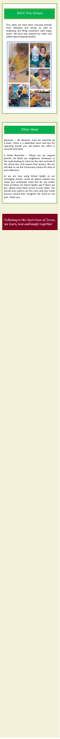## S4YC Pre School

This week we have been rescuing animals from sellotape and string. As well as emptying and filling containers with soapy water. We have also cleaned our teeth and talked about keeping healthy.

## Other News

Absences – All absences must be reported by 9.15am. There is a dedicated voice mail box for reporting should you call before the office is manned at 8.15am.

A Polite Reminder – Please can we request parents not block our neighbours driveways or the roads leading to school at the start and end of the school day, and respect their privacy. We are still able to use the Community Centre for drop of and collections.

As we are now using School Spider as our messaging service, could we please request you check your junk/spam email box for any emails from ourselves via School Spider and if there are any please move them across to your inbox. You should only need to do this once and your email account should then recognise the email as not junk. Thank you.

**Following in the footsteps of Jesus, we learn, love and laugh together**